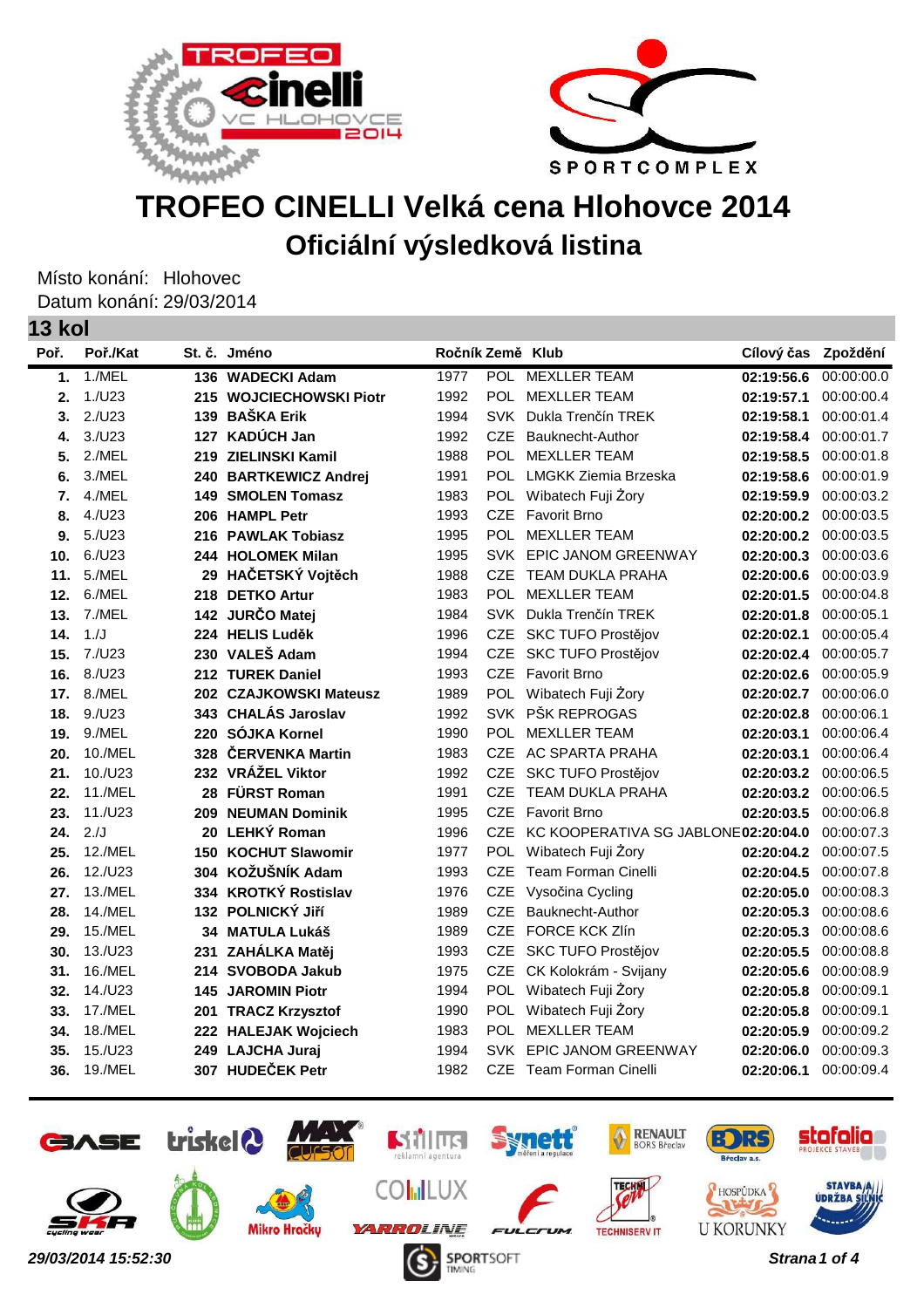# TROFEO CINELLI Velká cena Hlohovce 2014

## Oficiální výsledková listina

Místo konání: Hlohovec
Datum konání: 29/03/2014

### 13 kol

| Poř. | Poř./Kat | St. č. | Jméno | Ročník | Země | Klub | Cílový čas | Zpoždění |
|---|---|---|---|---|---|---|---|---|
| 1. | 1./MEL | 136 | WADECKI Adam | 1977 | POL | MEXLLER TEAM | 02:19:56.6 | 00:00:00.0 |
| 2. | 1./U23 | 215 | WOJCIECHOWSKI Piotr | 1992 | POL | MEXLLER TEAM | 02:19:57.1 | 00:00:00.4 |
| 3. | 2./U23 | 139 | BAŠKA Erik | 1994 | SVK | Dukla Trenčín TREK | 02:19:58.1 | 00:00:01.4 |
| 4. | 3./U23 | 127 | KADÚCH Jan | 1992 | CZE | Bauknecht-Author | 02:19:58.4 | 00:00:01.7 |
| 5. | 2./MEL | 219 | ZIELINSKI Kamil | 1988 | POL | MEXLLER TEAM | 02:19:58.5 | 00:00:01.8 |
| 6. | 3./MEL | 240 | BARTKEWICZ Andrej | 1991 | POL | LMGKK Ziemia Brzeska | 02:19:58.6 | 00:00:01.9 |
| 7. | 4./MEL | 149 | SMOLEN Tomasz | 1983 | POL | Wibatech Fuji Żory | 02:19:59.9 | 00:00:03.2 |
| 8. | 4./U23 | 206 | HAMPL Petr | 1993 | CZE | Favorit Brno | 02:20:00.2 | 00:00:03.5 |
| 9. | 5./U23 | 216 | PAWLAK Tobiasz | 1995 | POL | MEXLLER TEAM | 02:20:00.2 | 00:00:03.5 |
| 10. | 6./U23 | 244 | HOLOMEK Milan | 1995 | SVK | EPIC JANOM GREENWAY | 02:20:00.3 | 00:00:03.6 |
| 11. | 5./MEL | 29 | HAČETSKÝ Vojtěch | 1988 | CZE | TEAM DUKLA PRAHA | 02:20:00.6 | 00:00:03.9 |
| 12. | 6./MEL | 218 | DETKO Artur | 1983 | POL | MEXLLER TEAM | 02:20:01.5 | 00:00:04.8 |
| 13. | 7./MEL | 142 | JURČO Matej | 1984 | SVK | Dukla Trenčín TREK | 02:20:01.8 | 00:00:05.1 |
| 14. | 1./J | 224 | HELIS Luděk | 1996 | CZE | SKC TUFO Prostějov | 02:20:02.1 | 00:00:05.4 |
| 15. | 7./U23 | 230 | VALEŠ Adam | 1994 | CZE | SKC TUFO Prostějov | 02:20:02.4 | 00:00:05.7 |
| 16. | 8./U23 | 212 | TUREK Daniel | 1993 | CZE | Favorit Brno | 02:20:02.6 | 00:00:05.9 |
| 17. | 8./MEL | 202 | CZAJKOWSKI Mateusz | 1989 | POL | Wibatech Fuji Żory | 02:20:02.7 | 00:00:06.0 |
| 18. | 9./U23 | 343 | CHALÁS Jaroslav | 1992 | SVK | PŠK REPROGAS | 02:20:02.8 | 00:00:06.1 |
| 19. | 9./MEL | 220 | SÓJKA Kornel | 1990 | POL | MEXLLER TEAM | 02:20:03.1 | 00:00:06.4 |
| 20. | 10./MEL | 328 | ČERVENKA Martin | 1983 | CZE | AC SPARTA PRAHA | 02:20:03.1 | 00:00:06.4 |
| 21. | 10./U23 | 232 | VRÁŽEL Viktor | 1992 | CZE | SKC TUFO Prostějov | 02:20:03.2 | 00:00:06.5 |
| 22. | 11./MEL | 28 | FÜRST Roman | 1991 | CZE | TEAM DUKLA PRAHA | 02:20:03.2 | 00:00:06.5 |
| 23. | 11./U23 | 209 | NEUMAN Dominik | 1995 | CZE | Favorit Brno | 02:20:03.5 | 00:00:06.8 |
| 24. | 2./J | 20 | LEHKÝ Roman | 1996 | CZE | KC KOOPERATIVA SG JABLONE | 02:20:04.0 | 00:00:07.3 |
| 25. | 12./MEL | 150 | KOCHUT Slawomir | 1977 | POL | Wibatech Fuji Żory | 02:20:04.2 | 00:00:07.5 |
| 26. | 12./U23 | 304 | KOŽUŠNÍK Adam | 1993 | CZE | Team Forman Cinelli | 02:20:04.5 | 00:00:07.8 |
| 27. | 13./MEL | 334 | KROTKÝ Rostislav | 1976 | CZE | Vysočina Cycling | 02:20:05.0 | 00:00:08.3 |
| 28. | 14./MEL | 132 | POLNICKÝ Jiří | 1989 | CZE | Bauknecht-Author | 02:20:05.3 | 00:00:08.6 |
| 29. | 15./MEL | 34 | MATULA Lukáš | 1989 | CZE | FORCE KCK Zlín | 02:20:05.3 | 00:00:08.6 |
| 30. | 13./U23 | 231 | ZAHÁLKA Matěj | 1993 | CZE | SKC TUFO Prostějov | 02:20:05.5 | 00:00:08.8 |
| 31. | 16./MEL | 214 | SVOBODA Jakub | 1975 | CZE | CK Kolokrám - Svijany | 02:20:05.6 | 00:00:08.9 |
| 32. | 14./U23 | 145 | JAROMIN Piotr | 1994 | POL | Wibatech Fuji Żory | 02:20:05.8 | 00:00:09.1 |
| 33. | 17./MEL | 201 | TRACZ Krzysztof | 1990 | POL | Wibatech Fuji Żory | 02:20:05.8 | 00:00:09.1 |
| 34. | 18./MEL | 222 | HALEJAK Wojciech | 1983 | POL | MEXLLER TEAM | 02:20:05.9 | 00:00:09.2 |
| 35. | 15./U23 | 249 | LAJCHA Juraj | 1994 | SVK | EPIC JANOM GREENWAY | 02:20:06.0 | 00:00:09.3 |
| 36. | 19./MEL | 307 | HUDEČEK Petr | 1982 | CZE | Team Forman Cinelli | 02:20:06.1 | 00:00:09.4 |

*29/03/2014 15:52:30*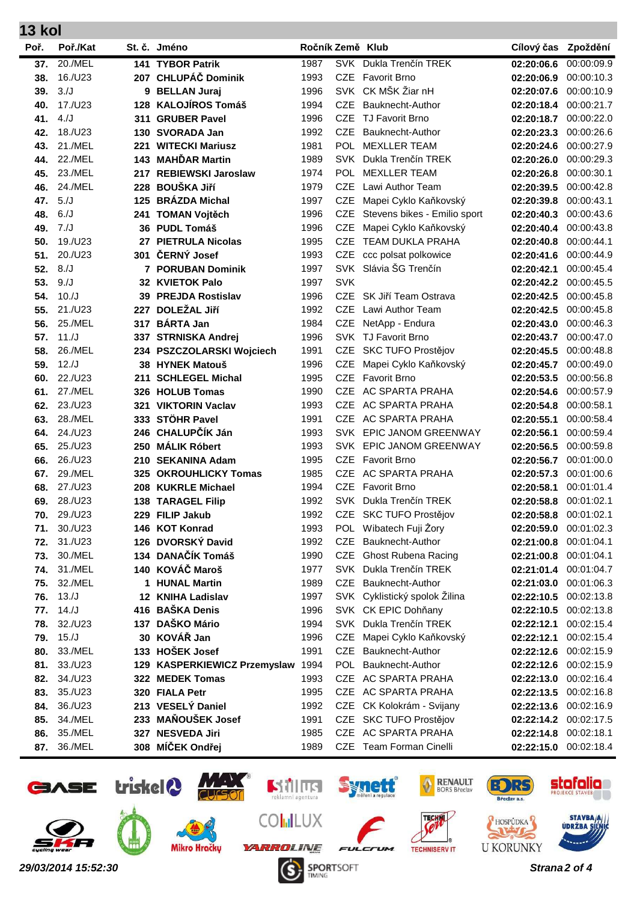## 13 kol

| Poř. | Poř./Kat | St. č. | Jméno | Ročník | Země | Klub | Cílový čas | Zpoždění |
|---|---|---|---|---|---|---|---|---|
| 37. | 20./MEL | 141 | TYBOR Patrik | 1987 | SVK | Dukla Trenčín TREK | 02:20:06.6 | 00:00:09.9 |
| 38. | 16./U23 | 207 | CHLUPÁČ Dominik | 1993 | CZE | Favorit Brno | 02:20:06.9 | 00:00:10.3 |
| 39. | 3./J | 9 | BELLAN Juraj | 1996 | SVK | CK MŠK Žiar nH | 02:20:07.6 | 00:00:10.9 |
| 40. | 17./U23 | 128 | KALOJÍROS Tomáš | 1994 | CZE | Bauknecht-Author | 02:20:18.4 | 00:00:21.7 |
| 41. | 4./J | 311 | GRUBER Pavel | 1996 | CZE | TJ Favorit Brno | 02:20:18.7 | 00:00:22.0 |
| 42. | 18./U23 | 130 | SVORADA Jan | 1992 | CZE | Bauknecht-Author | 02:20:23.3 | 00:00:26.6 |
| 43. | 21./MEL | 221 | WITECKI Mariusz | 1981 | POL | MEXLLER TEAM | 02:20:24.6 | 00:00:27.9 |
| 44. | 22./MEL | 143 | MAHĎAR Martin | 1989 | SVK | Dukla Trenčín TREK | 02:20:26.0 | 00:00:29.3 |
| 45. | 23./MEL | 217 | REBIEWSKI Jaroslaw | 1974 | POL | MEXLLER TEAM | 02:20:26.8 | 00:00:30.1 |
| 46. | 24./MEL | 228 | BOUŠKA Jiří | 1979 | CZE | Lawi Author Team | 02:20:39.5 | 00:00:42.8 |
| 47. | 5./J | 125 | BRÁZDA Michal | 1997 | CZE | Mapei Cyklo Kaňkovský | 02:20:39.8 | 00:00:43.1 |
| 48. | 6./J | 241 | TOMAN Vojtěch | 1996 | CZE | Stevens bikes - Emilio sport | 02:20:40.3 | 00:00:43.6 |
| 49. | 7./J | 36 | PUDL Tomáš | 1996 | CZE | Mapei Cyklo Kaňkovský | 02:20:40.4 | 00:00:43.8 |
| 50. | 19./U23 | 27 | PIETRULA Nicolas | 1995 | CZE | TEAM DUKLA PRAHA | 02:20:40.8 | 00:00:44.1 |
| 51. | 20./U23 | 301 | ČERNÝ Josef | 1993 | CZE | ccc polsat polkowice | 02:20:41.6 | 00:00:44.9 |
| 52. | 8./J | 7 | PORUBAN Dominik | 1997 | SVK | Slávia ŠG Trenčín | 02:20:42.1 | 00:00:45.4 |
| 53. | 9./J | 32 | KVIETOK Palo | 1997 | SVK | | 02:20:42.2 | 00:00:45.5 |
| 54. | 10./J | 39 | PREJDA Rostislav | 1996 | CZE | SK Jiří Team Ostrava | 02:20:42.5 | 00:00:45.8 |
| 55. | 21./U23 | 227 | DOLEŽAL Jiří | 1992 | CZE | Lawi Author Team | 02:20:42.5 | 00:00:45.8 |
| 56. | 25./MEL | 317 | BÁRTA Jan | 1984 | CZE | NetApp - Endura | 02:20:43.0 | 00:00:46.3 |
| 57. | 11./J | 337 | STRNISKA Andrej | 1996 | SVK | TJ Favorit Brno | 02:20:43.7 | 00:00:47.0 |
| 58. | 26./MEL | 234 | PSZCZOLARSKI Wojciech | 1991 | CZE | SKC TUFO Prostějov | 02:20:45.5 | 00:00:48.8 |
| 59. | 12./J | 38 | HYNEK Matouš | 1996 | CZE | Mapei Cyklo Kaňkovský | 02:20:45.7 | 00:00:49.0 |
| 60. | 22./U23 | 211 | SCHLEGEL Michal | 1995 | CZE | Favorit Brno | 02:20:53.5 | 00:00:56.8 |
| 61. | 27./MEL | 326 | HOLUB Tomas | 1990 | CZE | AC SPARTA PRAHA | 02:20:54.6 | 00:00:57.9 |
| 62. | 23./U23 | 321 | VIKTORIN Vaclav | 1993 | CZE | AC SPARTA PRAHA | 02:20:54.8 | 00:00:58.1 |
| 63. | 28./MEL | 333 | STÖHR Pavel | 1991 | CZE | AC SPARTA PRAHA | 02:20:55.1 | 00:00:58.4 |
| 64. | 24./U23 | 246 | CHALUPČÍK Ján | 1993 | SVK | EPIC JANOM GREENWAY | 02:20:56.1 | 00:00:59.4 |
| 65. | 25./U23 | 250 | MÁLIK Róbert | 1993 | SVK | EPIC JANOM GREENWAY | 02:20:56.5 | 00:00:59.8 |
| 66. | 26./U23 | 210 | SEKANINA Adam | 1995 | CZE | Favorit Brno | 02:20:56.7 | 00:01:00.0 |
| 67. | 29./MEL | 325 | OKROUHLICKY Tomas | 1985 | CZE | AC SPARTA PRAHA | 02:20:57.3 | 00:01:00.6 |
| 68. | 27./U23 | 208 | KUKRLE Michael | 1994 | CZE | Favorit Brno | 02:20:58.1 | 00:01:01.4 |
| 69. | 28./U23 | 138 | TARAGEL Filip | 1992 | SVK | Dukla Trenčín TREK | 02:20:58.8 | 00:01:02.1 |
| 70. | 29./U23 | 229 | FILIP Jakub | 1992 | CZE | SKC TUFO Prostějov | 02:20:58.8 | 00:01:02.1 |
| 71. | 30./U23 | 146 | KOT Konrad | 1993 | POL | Wibatech Fuji Żory | 02:20:59.0 | 00:01:02.3 |
| 72. | 31./U23 | 126 | DVORSKÝ David | 1992 | CZE | Bauknecht-Author | 02:21:00.8 | 00:01:04.1 |
| 73. | 30./MEL | 134 | DANAČÍK Tomáš | 1990 | CZE | Ghost Rubena Racing | 02:21:00.8 | 00:01:04.1 |
| 74. | 31./MEL | 140 | KOVÁČ Maroš | 1977 | SVK | Dukla Trenčín TREK | 02:21:01.4 | 00:01:04.7 |
| 75. | 32./MEL | 1 | HUNAL Martin | 1989 | CZE | Bauknecht-Author | 02:21:03.0 | 00:01:06.3 |
| 76. | 13./J | 12 | KNIHA Ladislav | 1997 | SVK | Cyklistický spolok Žilina | 02:22:10.5 | 00:02:13.8 |
| 77. | 14./J | 416 | BAŠKA Denis | 1996 | SVK | CK EPIC Dohňany | 02:22:10.5 | 00:02:13.8 |
| 78. | 32./U23 | 137 | DAŠKO Mário | 1994 | SVK | Dukla Trenčín TREK | 02:22:12.1 | 00:02:15.4 |
| 79. | 15./J | 30 | KOVÁŘ Jan | 1996 | CZE | Mapei Cyklo Kaňkovský | 02:22:12.1 | 00:02:15.4 |
| 80. | 33./MEL | 133 | HOŠEK Josef | 1991 | CZE | Bauknecht-Author | 02:22:12.6 | 00:02:15.9 |
| 81. | 33./U23 | 129 | KASPERKIEWICZ Przemyslaw | 1994 | POL | Bauknecht-Author | 02:22:12.6 | 00:02:15.9 |
| 82. | 34./U23 | 322 | MEDEK Tomas | 1993 | CZE | AC SPARTA PRAHA | 02:22:13.0 | 00:02:16.4 |
| 83. | 35./U23 | 320 | FIALA Petr | 1995 | CZE | AC SPARTA PRAHA | 02:22:13.5 | 00:02:16.8 |
| 84. | 36./U23 | 213 | VESELÝ Daniel | 1992 | CZE | CK Kolokrám - Svijany | 02:22:13.6 | 00:02:16.9 |
| 85. | 34./MEL | 233 | MAŇOUŠEK Josef | 1991 | CZE | SKC TUFO Prostějov | 02:22:14.2 | 00:02:17.5 |
| 86. | 35./MEL | 327 | NESVEDA Jiri | 1985 | CZE | AC SPARTA PRAHA | 02:22:14.8 | 00:02:18.1 |
| 87. | 36./MEL | 308 | MÍČEK Ondřej | 1989 | CZE | Team Forman Cinelli | 02:22:15.0 | 00:02:18.4 |

*29/03/2014 15:52:30*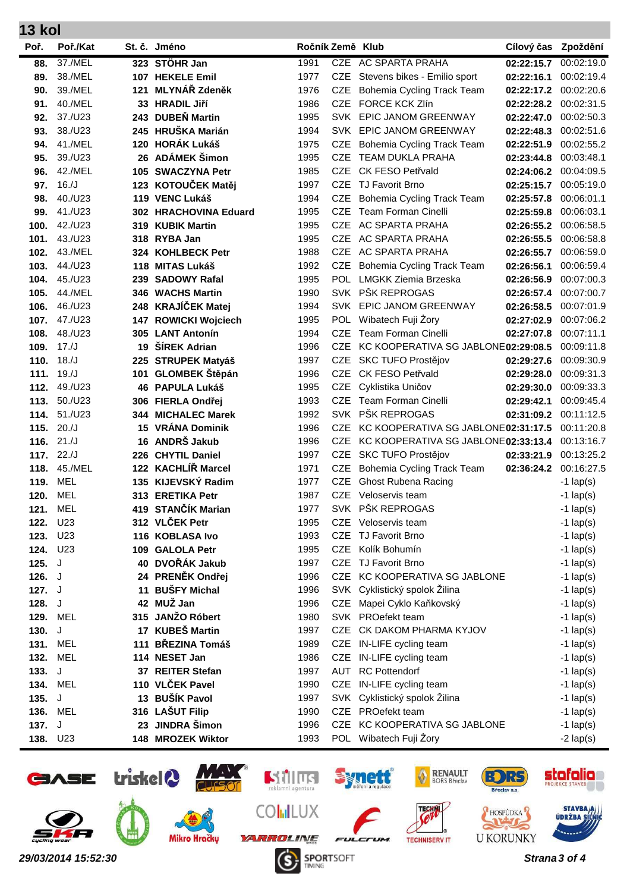## 13 kol

| Poř. | Poř./Kat | St. č. | Jméno | Ročník | Země | Klub | Cílový čas | Zpoždění |
|---|---|---|---|---|---|---|---|---|
| 88. | 37./MEL | 323 | STÖHR Jan | 1991 | CZE | AC SPARTA PRAHA | 02:22:15.7 | 00:02:19.0 |
| 89. | 38./MEL | 107 | HEKELE Emil | 1977 | CZE | Stevens bikes - Emilio sport | 02:22:16.1 | 00:02:19.4 |
| 90. | 39./MEL | 121 | MLYNÁŘ Zdeněk | 1976 | CZE | Bohemia Cycling Track Team | 02:22:17.2 | 00:02:20.6 |
| 91. | 40./MEL | 33 | HRADIL Jiří | 1986 | CZE | FORCE KCK Zlín | 02:22:28.2 | 00:02:31.5 |
| 92. | 37./U23 | 243 | DUBEŇ Martin | 1995 | SVK | EPIC JANOM GREENWAY | 02:22:47.0 | 00:02:50.3 |
| 93. | 38./U23 | 245 | HRUŠKA Marián | 1994 | SVK | EPIC JANOM GREENWAY | 02:22:48.3 | 00:02:51.6 |
| 94. | 41./MEL | 120 | HORÁK Lukáš | 1975 | CZE | Bohemia Cycling Track Team | 02:22:51.9 | 00:02:55.2 |
| 95. | 39./U23 | 26 | ADÁMEK Šimon | 1995 | CZE | TEAM DUKLA PRAHA | 02:23:44.8 | 00:03:48.1 |
| 96. | 42./MEL | 105 | SWACZYNA Petr | 1985 | CZE | CK FESO Petřvald | 02:24:06.2 | 00:04:09.5 |
| 97. | 16./J | 123 | KOTOUČEK Matěj | 1997 | CZE | TJ Favorit Brno | 02:25:15.7 | 00:05:19.0 |
| 98. | 40./U23 | 119 | VENC Lukáš | 1994 | CZE | Bohemia Cycling Track Team | 02:25:57.8 | 00:06:01.1 |
| 99. | 41./U23 | 302 | HRACHOVINA Eduard | 1995 | CZE | Team Forman Cinelli | 02:25:59.8 | 00:06:03.1 |
| 100. | 42./U23 | 319 | KUBIK Martin | 1995 | CZE | AC SPARTA PRAHA | 02:26:55.2 | 00:06:58.5 |
| 101. | 43./U23 | 318 | RYBA Jan | 1995 | CZE | AC SPARTA PRAHA | 02:26:55.5 | 00:06:58.8 |
| 102. | 43./MEL | 324 | KOHLBECK Petr | 1988 | CZE | AC SPARTA PRAHA | 02:26:55.7 | 00:06:59.0 |
| 103. | 44./U23 | 118 | MITAS Lukáš | 1992 | CZE | Bohemia Cycling Track Team | 02:26:56.1 | 00:06:59.4 |
| 104. | 45./U23 | 239 | SADOWY Rafal | 1995 | POL | LMGKK Ziemia Brzeska | 02:26:56.9 | 00:07:00.3 |
| 105. | 44./MEL | 346 | WACHS Martin | 1990 | SVK | PŠK REPROGAS | 02:26:57.4 | 00:07:00.7 |
| 106. | 46./U23 | 248 | KRAJÍČEK Matej | 1994 | SVK | EPIC JANOM GREENWAY | 02:26:58.5 | 00:07:01.9 |
| 107. | 47./U23 | 147 | ROWICKI Wojciech | 1995 | POL | Wibatech Fuji Żory | 02:27:02.9 | 00:07:06.2 |
| 108. | 48./U23 | 305 | LANT Antonín | 1994 | CZE | Team Forman Cinelli | 02:27:07.8 | 00:07:11.1 |
| 109. | 17./J | 19 | ŠÍREK Adrian | 1996 | CZE | KC KOOPERATIVA SG JABLONE | 02:29:08.5 | 00:09:11.8 |
| 110. | 18./J | 225 | STRUPEK Matyáš | 1997 | CZE | SKC TUFO Prostějov | 02:29:27.6 | 00:09:30.9 |
| 111. | 19./J | 101 | GLOMBEK Štěpán | 1996 | CZE | CK FESO Petřvald | 02:29:28.0 | 00:09:31.3 |
| 112. | 49./U23 | 46 | PAPULA Lukáš | 1995 | CZE | Cyklistika Uničov | 02:29:30.0 | 00:09:33.3 |
| 113. | 50./U23 | 306 | FIERLA Ondřej | 1993 | CZE | Team Forman Cinelli | 02:29:42.1 | 00:09:45.4 |
| 114. | 51./U23 | 344 | MICHALEC Marek | 1992 | SVK | PŠK REPROGAS | 02:31:09.2 | 00:11:12.5 |
| 115. | 20./J | 15 | VRÁNA Dominik | 1996 | CZE | KC KOOPERATIVA SG JABLONE | 02:31:17.5 | 00:11:20.8 |
| 116. | 21./J | 16 | ANDRŠ Jakub | 1996 | CZE | KC KOOPERATIVA SG JABLONE | 02:33:13.4 | 00:13:16.7 |
| 117. | 22./J | 226 | CHYTIL Daniel | 1997 | CZE | SKC TUFO Prostějov | 02:33:21.9 | 00:13:25.2 |
| 118. | 45./MEL | 122 | KACHLÍŘ Marcel | 1971 | CZE | Bohemia Cycling Track Team | 02:36:24.2 | 00:16:27.5 |
| 119. | MEL | 135 | KIJEVSKÝ Radim | 1977 | CZE | Ghost Rubena Racing | | -1 lap(s) |
| 120. | MEL | 313 | ERETIKA Petr | 1987 | CZE | Veloservis team | | -1 lap(s) |
| 121. | MEL | 419 | STANČÍK Marian | 1977 | SVK | PŠK REPROGAS | | -1 lap(s) |
| 122. | U23 | 312 | VLČEK Petr | 1995 | CZE | Veloservis team | | -1 lap(s) |
| 123. | U23 | 116 | KOBLASA Ivo | 1993 | CZE | TJ Favorit Brno | | -1 lap(s) |
| 124. | U23 | 109 | GALOLA Petr | 1995 | CZE | Kolík Bohumín | | -1 lap(s) |
| 125. | J | 40 | DVOŘÁK Jakub | 1997 | CZE | TJ Favorit Brno | | -1 lap(s) |
| 126. | J | 24 | PRENĚK Ondřej | 1996 | CZE | KC KOOPERATIVA SG JABLONE | | -1 lap(s) |
| 127. | J | 11 | BUŠFY Michal | 1996 | SVK | Cyklistický spolok Žilina | | -1 lap(s) |
| 128. | J | 42 | MUŽ Jan | 1996 | CZE | Mapei Cyklo Kaňkovský | | -1 lap(s) |
| 129. | MEL | 315 | JANŽO Róbert | 1980 | SVK | PROefekt team | | -1 lap(s) |
| 130. | J | 17 | KUBEŠ Martin | 1997 | CZE | CK DAKOM PHARMA KYJOV | | -1 lap(s) |
| 131. | MEL | 111 | BŘEZINA Tomáš | 1989 | CZE | IN-LIFE cycling team | | -1 lap(s) |
| 132. | MEL | 114 | NESET Jan | 1986 | CZE | IN-LIFE cycling team | | -1 lap(s) |
| 133. | J | 37 | REITER Stefan | 1997 | AUT | RC Pottendorf | | -1 lap(s) |
| 134. | MEL | 110 | VLČEK Pavel | 1990 | CZE | IN-LIFE cycling team | | -1 lap(s) |
| 135. | J | 13 | BUŠÍK Pavol | 1997 | SVK | Cyklistický spolok Žilina | | -1 lap(s) |
| 136. | MEL | 316 | LAŠUT Filip | 1990 | CZE | PROefekt team | | -1 lap(s) |
| 137. | J | 23 | JINDRA Šimon | 1996 | CZE | KC KOOPERATIVA SG JABLONE | | -1 lap(s) |
| 138. | U23 | 148 | MROZEK Wiktor | 1993 | POL | Wibatech Fuji Żory | | -2 lap(s) |

*29/03/2014 15:52:30*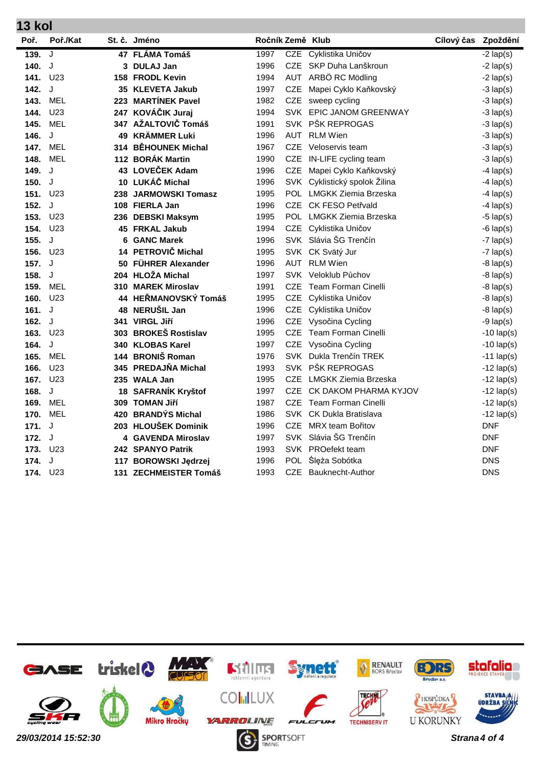## 13 kol

| Poř. | Poř./Kat | St. č. | Jméno | Ročník | Země | Klub | Cílový čas | Zpoždění |
|---|---|---|---|---|---|---|---|---|
| 139. | J | 47 | FLÁMA Tomáš | 1997 | CZE | Cyklistika Uničov | | -2 lap(s) |
| 140. | J | 3 | DULAJ Jan | 1996 | CZE | SKP Duha Lanškroun | | -2 lap(s) |
| 141. | U23 | 158 | FRODL Kevin | 1994 | AUT | ARBÖ RC Mödling | | -2 lap(s) |
| 142. | J | 35 | KLEVETA Jakub | 1997 | CZE | Mapei Cyklo Kaňkovský | | -3 lap(s) |
| 143. | MEL | 223 | MARTÍNEK Pavel | 1982 | CZE | sweep cycling | | -3 lap(s) |
| 144. | U23 | 247 | KOVÁČIK Juraj | 1994 | SVK | EPIC JANOM GREENWAY | | -3 lap(s) |
| 145. | MEL | 347 | AŽALTOVIČ Tomáš | 1991 | SVK | PŠK REPROGAS | | -3 lap(s) |
| 146. | J | 49 | KRÄMMER Luki | 1996 | AUT | RLM Wien | | -3 lap(s) |
| 147. | MEL | 314 | BĚHOUNEK Michal | 1967 | CZE | Veloservis team | | -3 lap(s) |
| 148. | MEL | 112 | BORÁK Martin | 1990 | CZE | IN-LIFE cycling team | | -3 lap(s) |
| 149. | J | 43 | LOVEČEK Adam | 1996 | CZE | Mapei Cyklo Kaňkovský | | -4 lap(s) |
| 150. | J | 10 | LUKÁČ Michal | 1996 | SVK | Cyklistický spolok Žilina | | -4 lap(s) |
| 151. | U23 | 238 | JARMOWSKI Tomasz | 1995 | POL | LMGKK Ziemia Brzeska | | -4 lap(s) |
| 152. | J | 108 | FIERLA Jan | 1996 | CZE | CK FESO Petřvald | | -4 lap(s) |
| 153. | U23 | 236 | DEBSKI Maksym | 1995 | POL | LMGKK Ziemia Brzeska | | -5 lap(s) |
| 154. | U23 | 45 | FRKAL Jakub | 1994 | CZE | Cyklistika Uničov | | -6 lap(s) |
| 155. | J | 6 | GANC Marek | 1996 | SVK | Slávia ŠG Trenčín | | -7 lap(s) |
| 156. | U23 | 14 | PETROVIČ Michal | 1995 | SVK | CK Svätý Jur | | -7 lap(s) |
| 157. | J | 50 | FÜHRER Alexander | 1996 | AUT | RLM Wien | | -8 lap(s) |
| 158. | J | 204 | HLOŽA Michal | 1997 | SVK | Veloklub Púchov | | -8 lap(s) |
| 159. | MEL | 310 | MAREK Miroslav | 1991 | CZE | Team Forman Cinelli | | -8 lap(s) |
| 160. | U23 | 44 | HEŘMANOVSKÝ Tomáš | 1995 | CZE | Cyklistika Uničov | | -8 lap(s) |
| 161. | J | 48 | NERUŠIL Jan | 1996 | CZE | Cyklistika Uničov | | -8 lap(s) |
| 162. | J | 341 | VIRGL Jiří | 1996 | CZE | Vysočina Cycling | | -9 lap(s) |
| 163. | U23 | 303 | BROKEŠ Rostislav | 1995 | CZE | Team Forman Cinelli | | -10 lap(s) |
| 164. | J | 340 | KLOBAS Karel | 1997 | CZE | Vysočina Cycling | | -10 lap(s) |
| 165. | MEL | 144 | BRONIŠ Roman | 1976 | SVK | Dukla Trenčín TREK | | -11 lap(s) |
| 166. | U23 | 345 | PREDAJŇA Michal | 1993 | SVK | PŠK REPROGAS | | -12 lap(s) |
| 167. | U23 | 235 | WALA Jan | 1995 | CZE | LMGKK Ziemia Brzeska | | -12 lap(s) |
| 168. | J | 18 | SAFRANÍK Kryštof | 1997 | CZE | CK DAKOM PHARMA KYJOV | | -12 lap(s) |
| 169. | MEL | 309 | TOMAN Jiří | 1987 | CZE | Team Forman Cinelli | | -12 lap(s) |
| 170. | MEL | 420 | BRANDÝS Michal | 1986 | SVK | CK Dukla Bratislava | | -12 lap(s) |
| 171. | J | 203 | HLOUŠEK Dominik | 1996 | CZE | MRX team Bořitov | | DNF |
| 172. | J | 4 | GAVENDA Miroslav | 1997 | SVK | Slávia ŠG Trenčín | | DNF |
| 173. | U23 | 242 | SPANYO Patrik | 1993 | SVK | PROefekt team | | DNF |
| 174. | J | 117 | BOROWSKI Jędrzej | 1996 | POL | Ślęża Sobótka | | DNS |
| 174. | U23 | 131 | ZECHMEISTER Tomáš | 1993 | CZE | Bauknecht-Author | | DNS |

29/03/2014 15:52:30